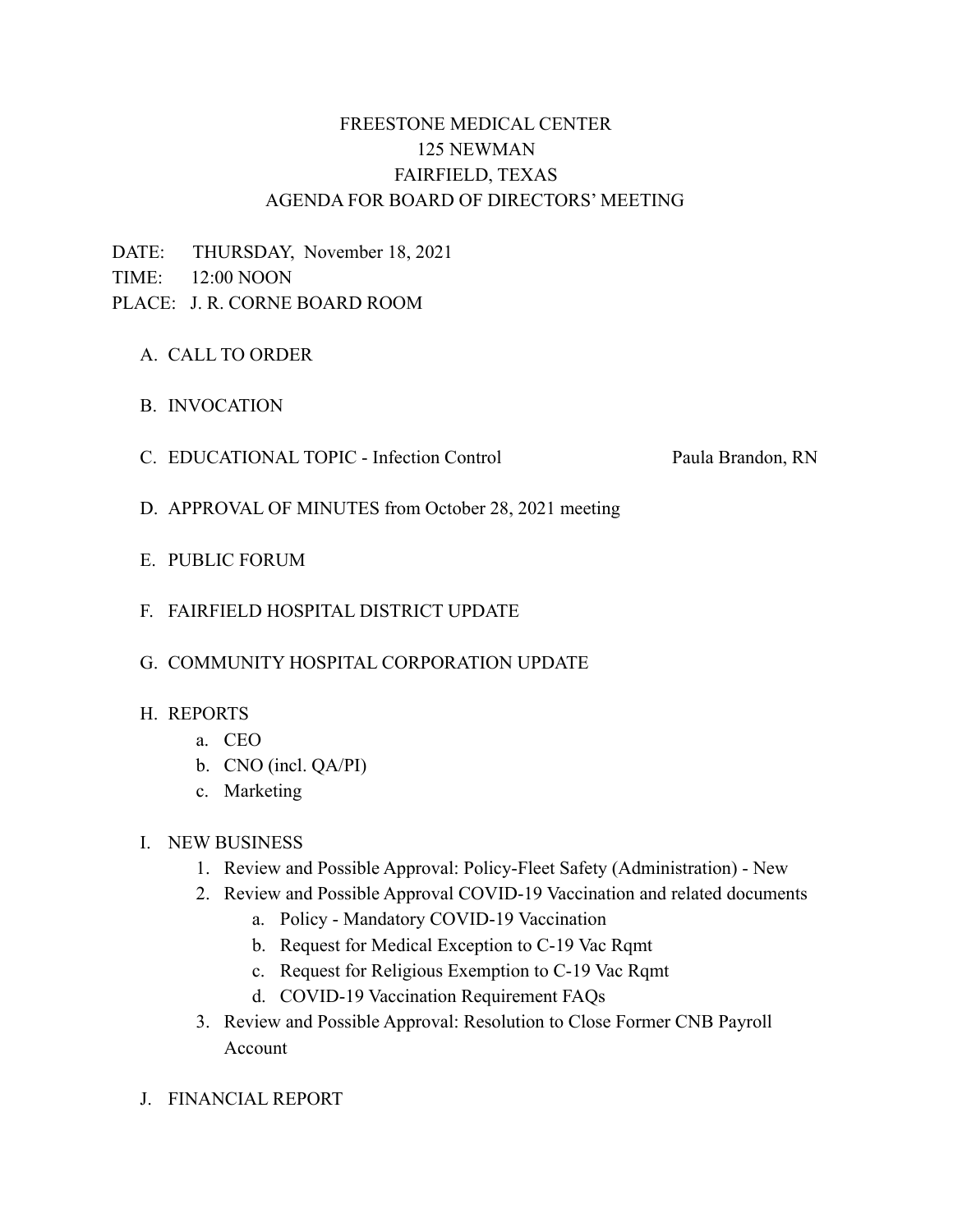# FREESTONE MEDICAL CENTER
## 125 NEWMAN
## FAIRFIELD, TEXAS
## AGENDA FOR BOARD OF DIRECTORS' MEETING

DATE: THURSDAY, November 18, 2021
TIME: 12:00 NOON
PLACE: J. R. CORNE BOARD ROOM

A. CALL TO ORDER

B. INVOCATION

C. EDUCATIONAL TOPIC - Infection Control — Paula Brandon, RN

D. APPROVAL OF MINUTES from October 28, 2021 meeting

E. PUBLIC FORUM

F. FAIRFIELD HOSPITAL DISTRICT UPDATE

G. COMMUNITY HOSPITAL CORPORATION UPDATE

H. REPORTS
   a. CEO
   b. CNO (incl. QA/PI)
   c. Marketing

I. NEW BUSINESS
   1. Review and Possible Approval: Policy-Fleet Safety (Administration) - New
   2. Review and Possible Approval COVID-19 Vaccination and related documents
      a. Policy - Mandatory COVID-19 Vaccination
      b. Request for Medical Exception to C-19 Vac Rqmt
      c. Request for Religious Exemption to C-19 Vac Rqmt
      d. COVID-19 Vaccination Requirement FAQs
   3. Review and Possible Approval: Resolution to Close Former CNB Payroll Account

J. FINANCIAL REPORT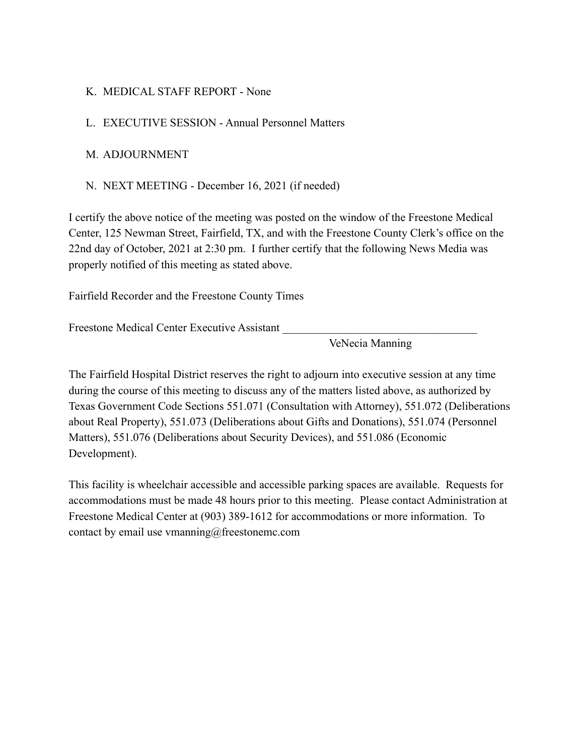K. MEDICAL STAFF REPORT - None

L. EXECUTIVE SESSION - Annual Personnel Matters

M. ADJOURNMENT

N. NEXT MEETING - December 16, 2021 (if needed)

I certify the above notice of the meeting was posted on the window of the Freestone Medical Center, 125 Newman Street, Fairfield, TX, and with the Freestone County Clerk's office on the 22nd day of October, 2021 at 2:30 pm. I further certify that the following News Media was properly notified of this meeting as stated above.

Fairfield Recorder and the Freestone County Times

Freestone Medical Center Executive Assistant ___________________________________
VeNecia Manning

The Fairfield Hospital District reserves the right to adjourn into executive session at any time during the course of this meeting to discuss any of the matters listed above, as authorized by Texas Government Code Sections 551.071 (Consultation with Attorney), 551.072 (Deliberations about Real Property), 551.073 (Deliberations about Gifts and Donations), 551.074 (Personnel Matters), 551.076 (Deliberations about Security Devices), and 551.086 (Economic Development).

This facility is wheelchair accessible and accessible parking spaces are available. Requests for accommodations must be made 48 hours prior to this meeting. Please contact Administration at Freestone Medical Center at (903) 389-1612 for accommodations or more information. To contact by email use vmanning@freestonemc.com